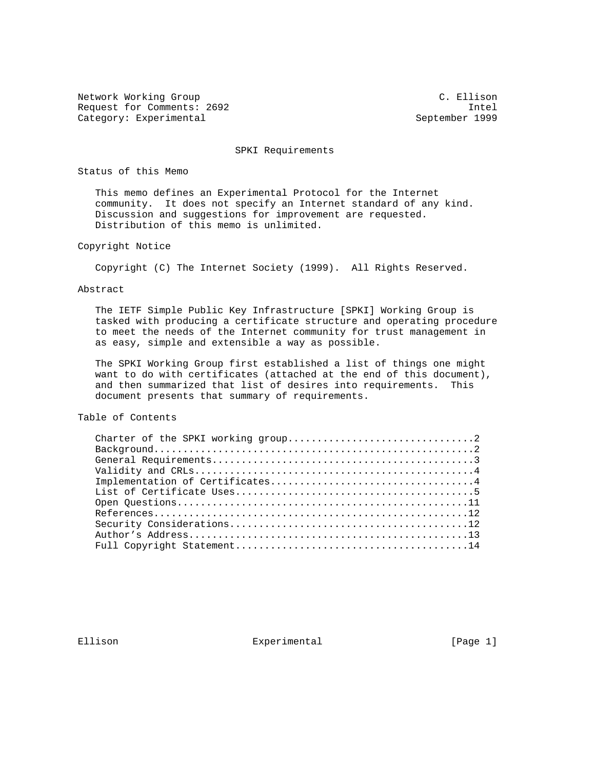Network Working Group C. Ellison
Request for Comments: 2692 Intel
Category: Experimental September 1999

# SPKI Requirements

## Status of this Memo

This memo defines an Experimental Protocol for the Internet community. It does not specify an Internet standard of any kind. Discussion and suggestions for improvement are requested. Distribution of this memo is unlimited.

## Copyright Notice

Copyright (C) The Internet Society (1999). All Rights Reserved.

## Abstract

The IETF Simple Public Key Infrastructure [SPKI] Working Group is tasked with producing a certificate structure and operating procedure to meet the needs of the Internet community for trust management in as easy, simple and extensible a way as possible.

The SPKI Working Group first established a list of things one might want to do with certificates (attached at the end of this document), and then summarized that list of desires into requirements. This document presents that summary of requirements.

## Table of Contents

- Charter of the SPKI working group................................2
- Background.......................................................2
- General Requirements.............................................3
- Validity and CRLs................................................4
- Implementation of Certificates...................................4
- List of Certificate Uses.........................................5
- Open Questions..................................................11
- References......................................................12
- Security Considerations.........................................12
- Author's Address................................................13
- Full Copyright Statement........................................14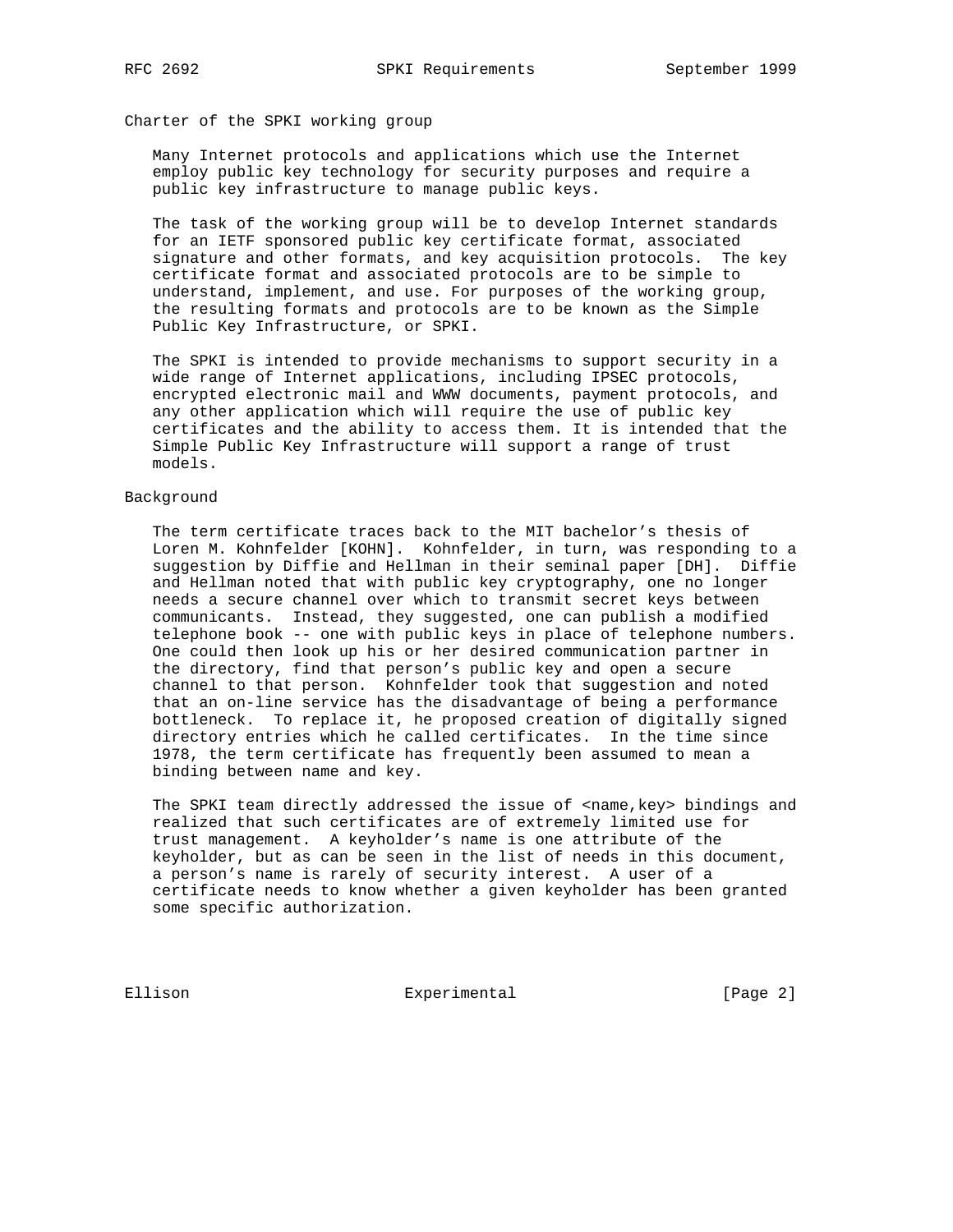## Charter of the SPKI working group

Many Internet protocols and applications which use the Internet employ public key technology for security purposes and require a public key infrastructure to manage public keys.

The task of the working group will be to develop Internet standards for an IETF sponsored public key certificate format, associated signature and other formats, and key acquisition protocols. The key certificate format and associated protocols are to be simple to understand, implement, and use. For purposes of the working group, the resulting formats and protocols are to be known as the Simple Public Key Infrastructure, or SPKI.

The SPKI is intended to provide mechanisms to support security in a wide range of Internet applications, including IPSEC protocols, encrypted electronic mail and WWW documents, payment protocols, and any other application which will require the use of public key certificates and the ability to access them. It is intended that the Simple Public Key Infrastructure will support a range of trust models.

## Background

The term certificate traces back to the MIT bachelor's thesis of Loren M. Kohnfelder [KOHN]. Kohnfelder, in turn, was responding to a suggestion by Diffie and Hellman in their seminal paper [DH]. Diffie and Hellman noted that with public key cryptography, one no longer needs a secure channel over which to transmit secret keys between communicants. Instead, they suggested, one can publish a modified telephone book -- one with public keys in place of telephone numbers. One could then look up his or her desired communication partner in the directory, find that person's public key and open a secure channel to that person. Kohnfelder took that suggestion and noted that an on-line service has the disadvantage of being a performance bottleneck. To replace it, he proposed creation of digitally signed directory entries which he called certificates. In the time since 1978, the term certificate has frequently been assumed to mean a binding between name and key.

The SPKI team directly addressed the issue of <name,key> bindings and realized that such certificates are of extremely limited use for trust management. A keyholder's name is one attribute of the keyholder, but as can be seen in the list of needs in this document, a person's name is rarely of security interest. A user of a certificate needs to know whether a given keyholder has been granted some specific authorization.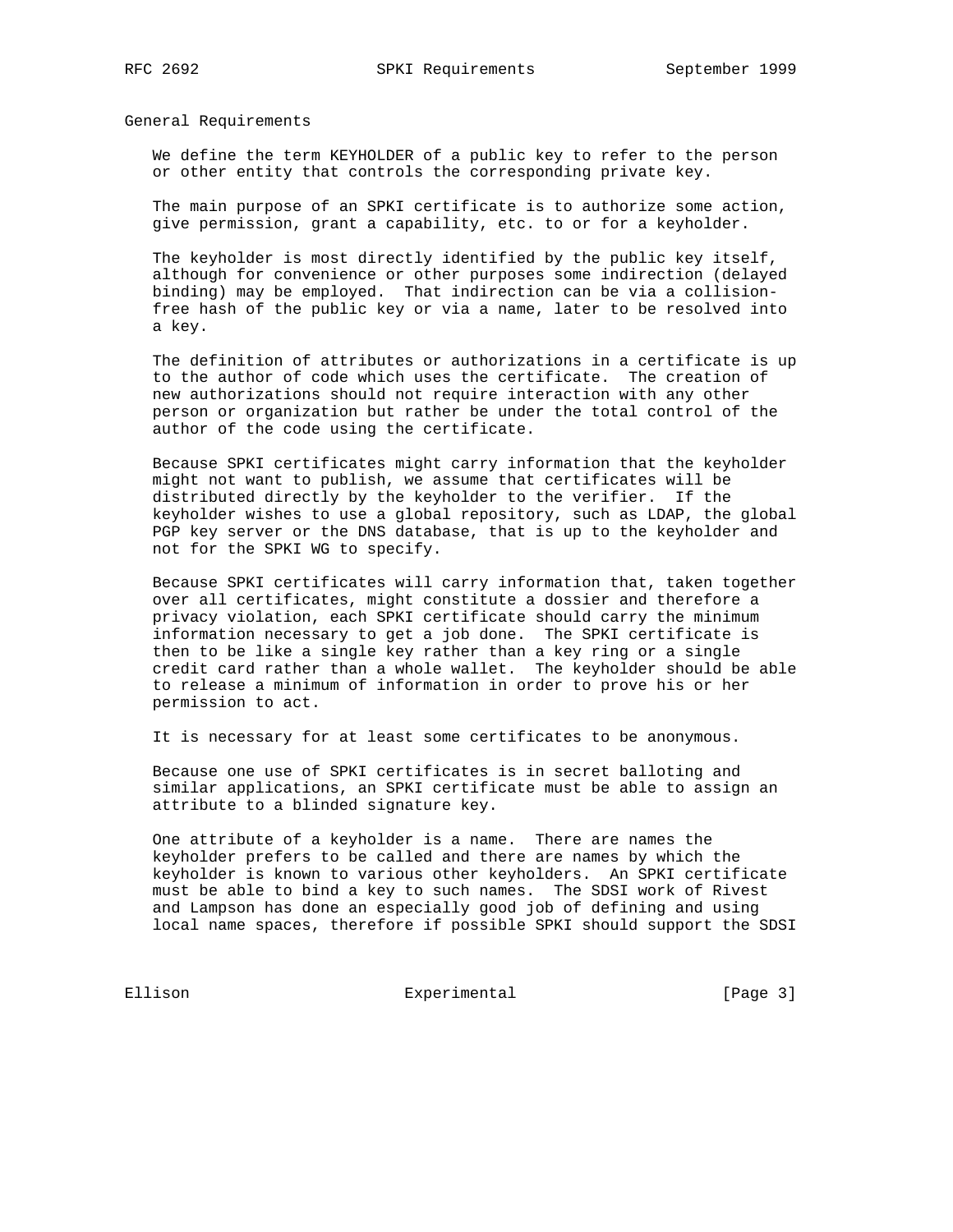## General Requirements

We define the term KEYHOLDER of a public key to refer to the person or other entity that controls the corresponding private key.

The main purpose of an SPKI certificate is to authorize some action, give permission, grant a capability, etc. to or for a keyholder.

The keyholder is most directly identified by the public key itself, although for convenience or other purposes some indirection (delayed binding) may be employed. That indirection can be via a collision-free hash of the public key or via a name, later to be resolved into a key.

The definition of attributes or authorizations in a certificate is up to the author of code which uses the certificate. The creation of new authorizations should not require interaction with any other person or organization but rather be under the total control of the author of the code using the certificate.

Because SPKI certificates might carry information that the keyholder might not want to publish, we assume that certificates will be distributed directly by the keyholder to the verifier. If the keyholder wishes to use a global repository, such as LDAP, the global PGP key server or the DNS database, that is up to the keyholder and not for the SPKI WG to specify.

Because SPKI certificates will carry information that, taken together over all certificates, might constitute a dossier and therefore a privacy violation, each SPKI certificate should carry the minimum information necessary to get a job done. The SPKI certificate is then to be like a single key rather than a key ring or a single credit card rather than a whole wallet. The keyholder should be able to release a minimum of information in order to prove his or her permission to act.

It is necessary for at least some certificates to be anonymous.

Because one use of SPKI certificates is in secret balloting and similar applications, an SPKI certificate must be able to assign an attribute to a blinded signature key.

One attribute of a keyholder is a name. There are names the keyholder prefers to be called and there are names by which the keyholder is known to various other keyholders. An SPKI certificate must be able to bind a key to such names. The SDSI work of Rivest and Lampson has done an especially good job of defining and using local name spaces, therefore if possible SPKI should support the SDSI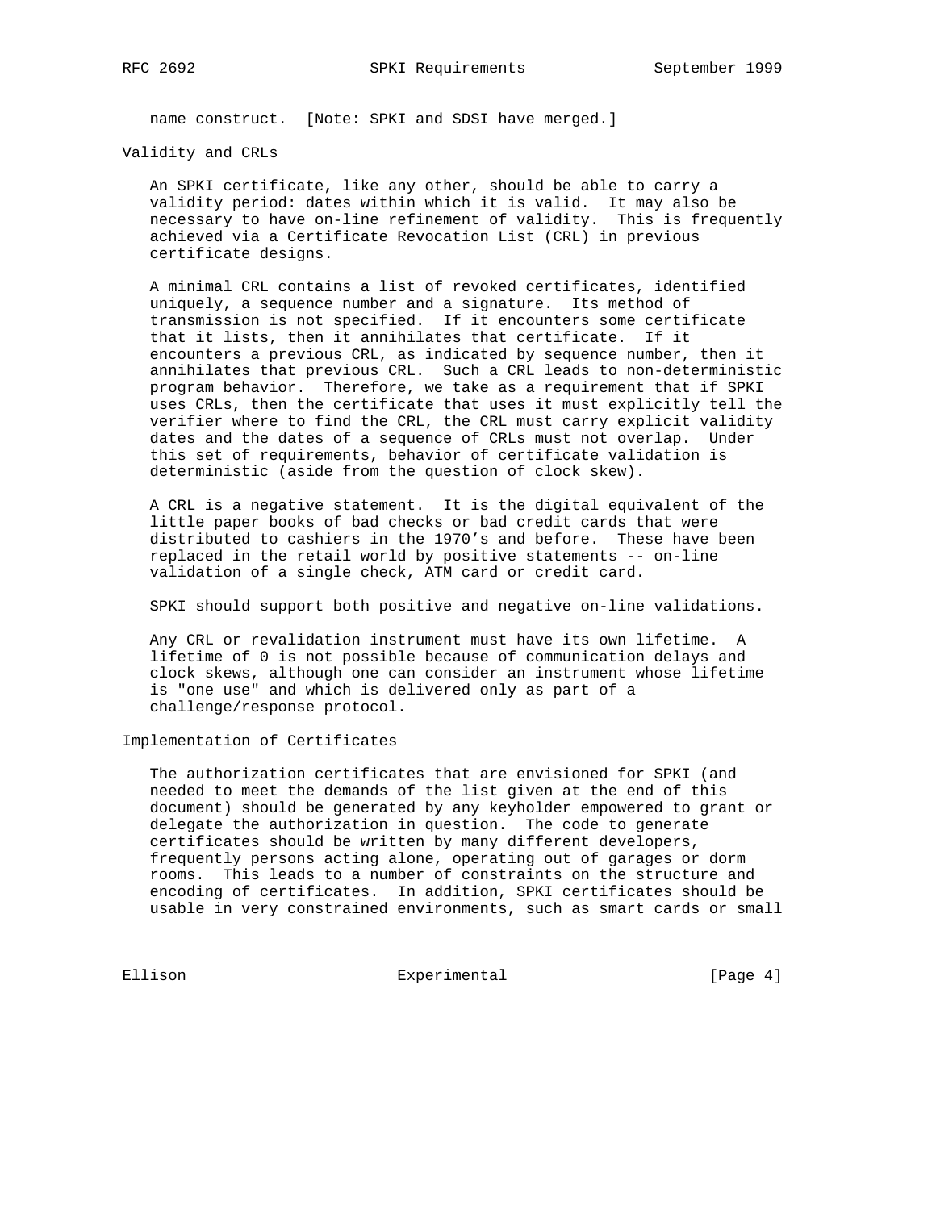name construct. [Note: SPKI and SDSI have merged.]

## Validity and CRLs

An SPKI certificate, like any other, should be able to carry a validity period: dates within which it is valid. It may also be necessary to have on-line refinement of validity. This is frequently achieved via a Certificate Revocation List (CRL) in previous certificate designs.

A minimal CRL contains a list of revoked certificates, identified uniquely, a sequence number and a signature. Its method of transmission is not specified. If it encounters some certificate that it lists, then it annihilates that certificate. If it encounters a previous CRL, as indicated by sequence number, then it annihilates that previous CRL. Such a CRL leads to non-deterministic program behavior. Therefore, we take as a requirement that if SPKI uses CRLs, then the certificate that uses it must explicitly tell the verifier where to find the CRL, the CRL must carry explicit validity dates and the dates of a sequence of CRLs must not overlap. Under this set of requirements, behavior of certificate validation is deterministic (aside from the question of clock skew).

A CRL is a negative statement. It is the digital equivalent of the little paper books of bad checks or bad credit cards that were distributed to cashiers in the 1970's and before. These have been replaced in the retail world by positive statements -- on-line validation of a single check, ATM card or credit card.

SPKI should support both positive and negative on-line validations.

Any CRL or revalidation instrument must have its own lifetime. A lifetime of 0 is not possible because of communication delays and clock skews, although one can consider an instrument whose lifetime is "one use" and which is delivered only as part of a challenge/response protocol.

## Implementation of Certificates

The authorization certificates that are envisioned for SPKI (and needed to meet the demands of the list given at the end of this document) should be generated by any keyholder empowered to grant or delegate the authorization in question. The code to generate certificates should be written by many different developers, frequently persons acting alone, operating out of garages or dorm rooms. This leads to a number of constraints on the structure and encoding of certificates. In addition, SPKI certificates should be usable in very constrained environments, such as smart cards or small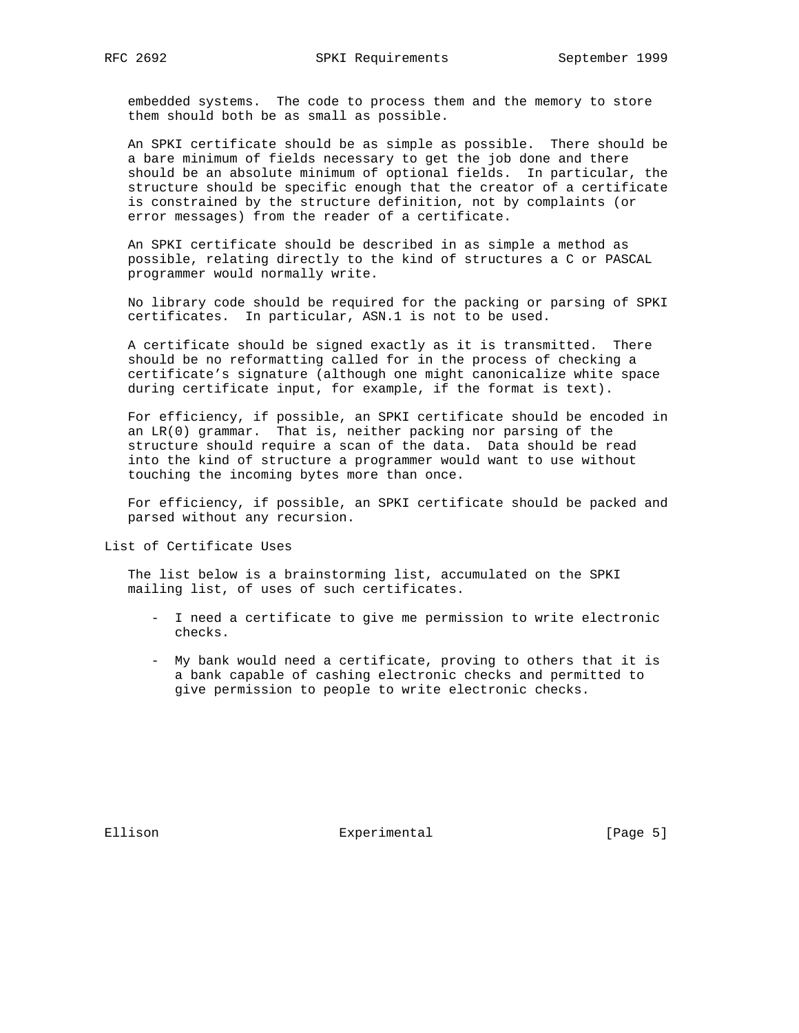embedded systems. The code to process them and the memory to store them should both be as small as possible.

An SPKI certificate should be as simple as possible. There should be a bare minimum of fields necessary to get the job done and there should be an absolute minimum of optional fields. In particular, the structure should be specific enough that the creator of a certificate is constrained by the structure definition, not by complaints (or error messages) from the reader of a certificate.

An SPKI certificate should be described in as simple a method as possible, relating directly to the kind of structures a C or PASCAL programmer would normally write.

No library code should be required for the packing or parsing of SPKI certificates. In particular, ASN.1 is not to be used.

A certificate should be signed exactly as it is transmitted. There should be no reformatting called for in the process of checking a certificate's signature (although one might canonicalize white space during certificate input, for example, if the format is text).

For efficiency, if possible, an SPKI certificate should be encoded in an LR(0) grammar. That is, neither packing nor parsing of the structure should require a scan of the data. Data should be read into the kind of structure a programmer would want to use without touching the incoming bytes more than once.

For efficiency, if possible, an SPKI certificate should be packed and parsed without any recursion.

## List of Certificate Uses

The list below is a brainstorming list, accumulated on the SPKI mailing list, of uses of such certificates.

- I need a certificate to give me permission to write electronic checks.

- My bank would need a certificate, proving to others that it is a bank capable of cashing electronic checks and permitted to give permission to people to write electronic checks.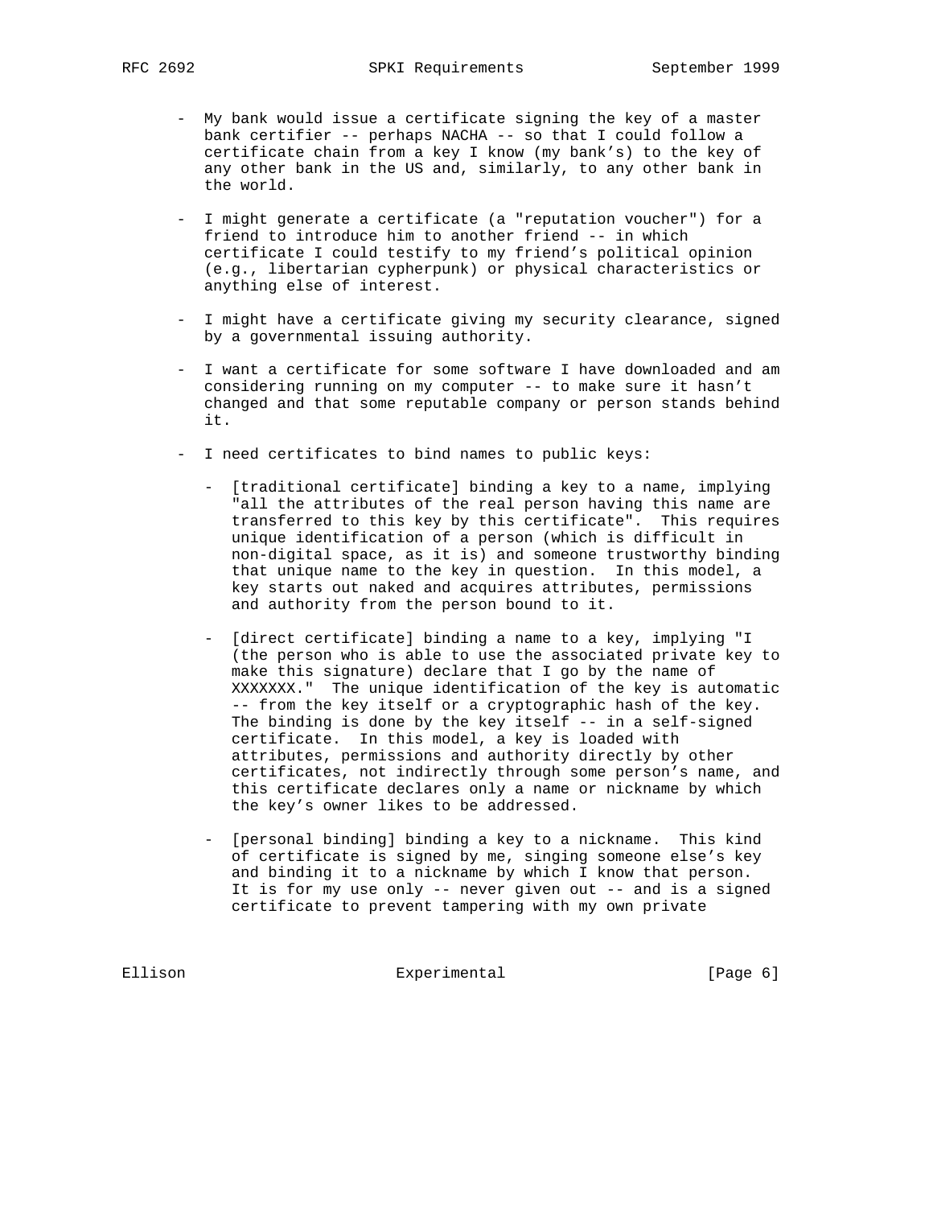- My bank would issue a certificate signing the key of a master bank certifier -- perhaps NACHA -- so that I could follow a certificate chain from a key I know (my bank's) to the key of any other bank in the US and, similarly, to any other bank in the world.

- I might generate a certificate (a "reputation voucher") for a friend to introduce him to another friend -- in which certificate I could testify to my friend's political opinion (e.g., libertarian cypherpunk) or physical characteristics or anything else of interest.

- I might have a certificate giving my security clearance, signed by a governmental issuing authority.

- I want a certificate for some software I have downloaded and am considering running on my computer -- to make sure it hasn't changed and that some reputable company or person stands behind it.

- I need certificates to bind names to public keys:

  - [traditional certificate] binding a key to a name, implying "all the attributes of the real person having this name are transferred to this key by this certificate". This requires unique identification of a person (which is difficult in non-digital space, as it is) and someone trustworthy binding that unique name to the key in question. In this model, a key starts out naked and acquires attributes, permissions and authority from the person bound to it.

  - [direct certificate] binding a name to a key, implying "I (the person who is able to use the associated private key to make this signature) declare that I go by the name of XXXXXXX." The unique identification of the key is automatic -- from the key itself or a cryptographic hash of the key. The binding is done by the key itself -- in a self-signed certificate. In this model, a key is loaded with attributes, permissions and authority directly by other certificates, not indirectly through some person's name, and this certificate declares only a name or nickname by which the key's owner likes to be addressed.

  - [personal binding] binding a key to a nickname. This kind of certificate is signed by me, singing someone else's key and binding it to a nickname by which I know that person. It is for my use only -- never given out -- and is a signed certificate to prevent tampering with my own private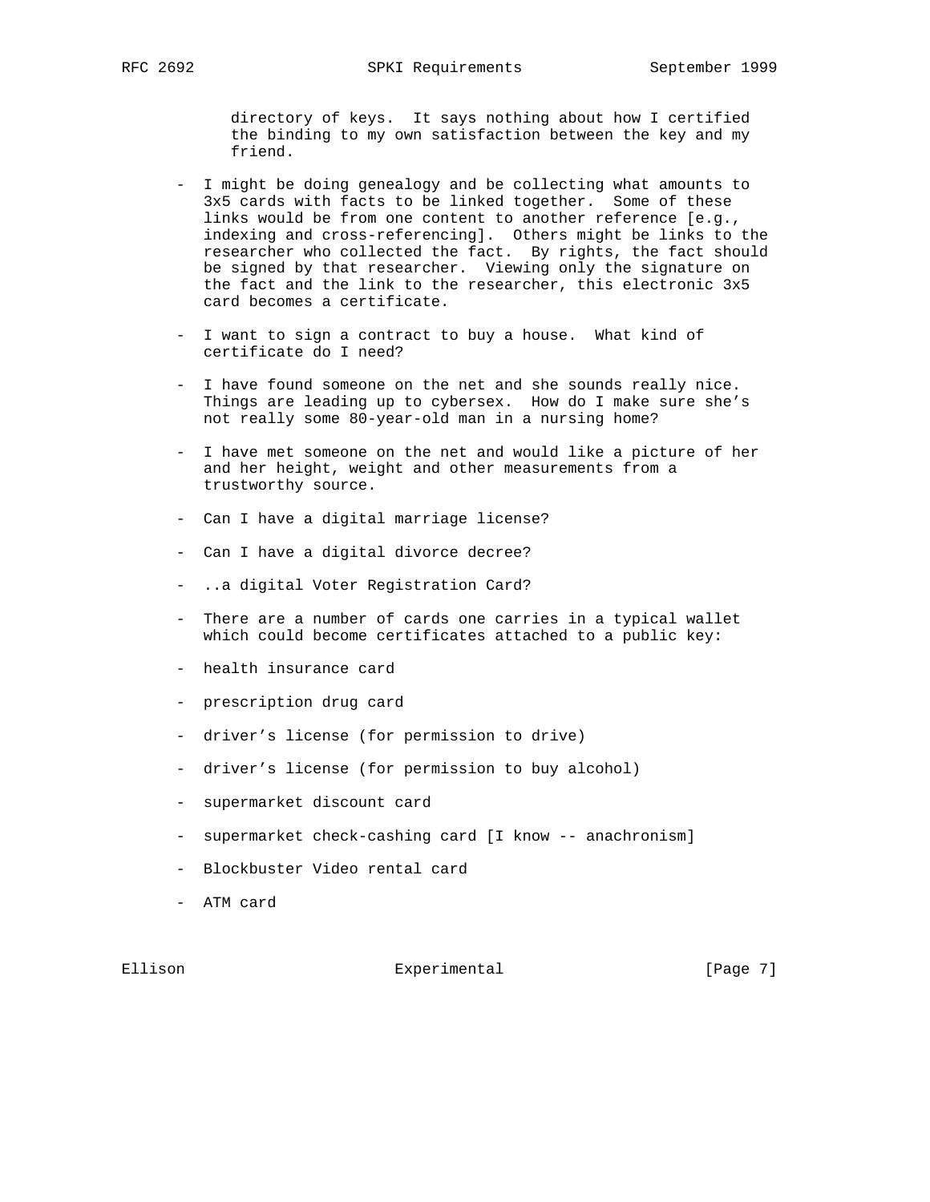directory of keys. It says nothing about how I certified the binding to my own satisfaction between the key and my friend.

- I might be doing genealogy and be collecting what amounts to 3x5 cards with facts to be linked together. Some of these links would be from one content to another reference [e.g., indexing and cross-referencing]. Others might be links to the researcher who collected the fact. By rights, the fact should be signed by that researcher. Viewing only the signature on the fact and the link to the researcher, this electronic 3x5 card becomes a certificate.

- I want to sign a contract to buy a house. What kind of certificate do I need?

- I have found someone on the net and she sounds really nice. Things are leading up to cybersex. How do I make sure she's not really some 80-year-old man in a nursing home?

- I have met someone on the net and would like a picture of her and her height, weight and other measurements from a trustworthy source.

- Can I have a digital marriage license?

- Can I have a digital divorce decree?

- ..a digital Voter Registration Card?

- There are a number of cards one carries in a typical wallet which could become certificates attached to a public key:

- health insurance card

- prescription drug card

- driver's license (for permission to drive)

- driver's license (for permission to buy alcohol)

- supermarket discount card

- supermarket check-cashing card [I know -- anachronism]

- Blockbuster Video rental card

- ATM card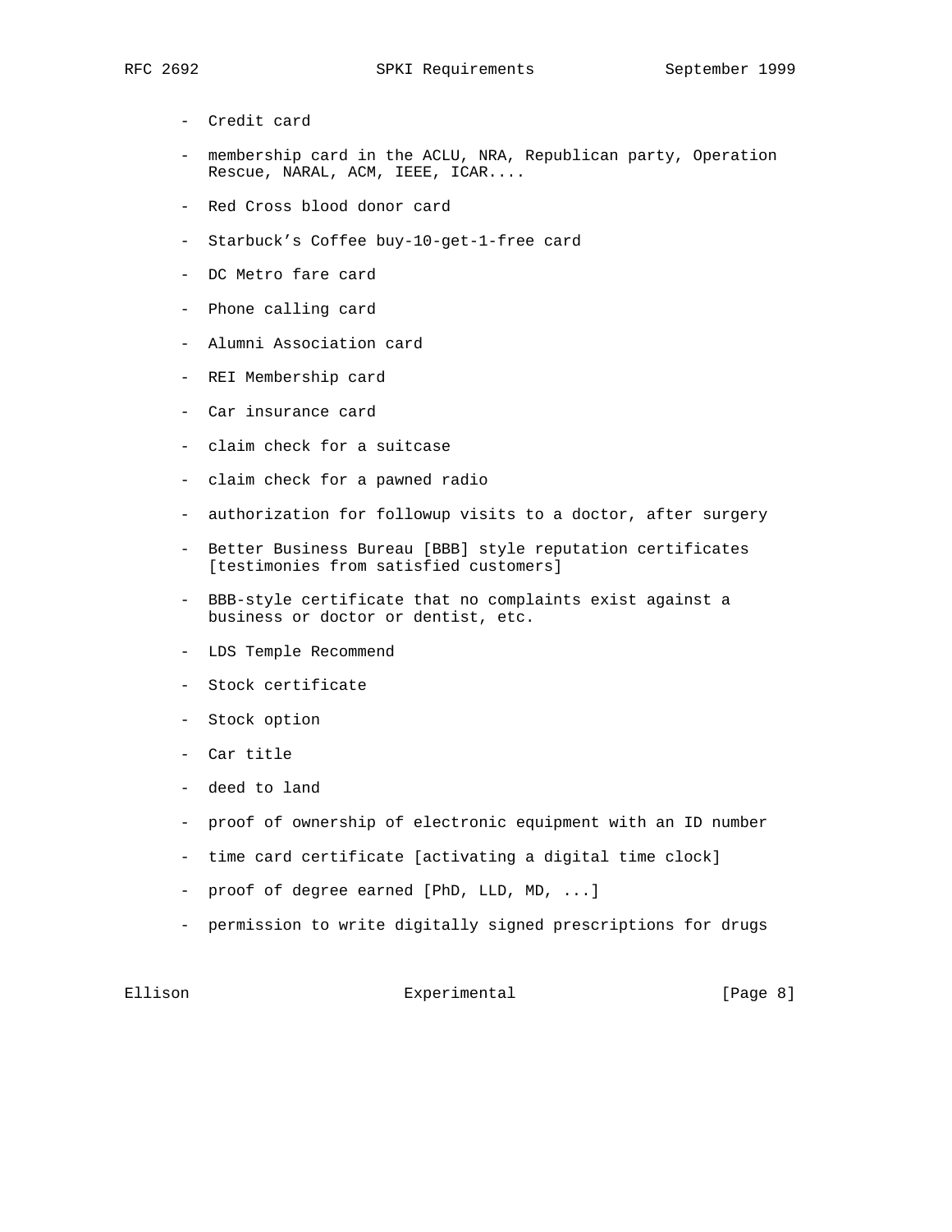- Credit card

- membership card in the ACLU, NRA, Republican party, Operation Rescue, NARAL, ACM, IEEE, ICAR....

- Red Cross blood donor card

- Starbuck’s Coffee buy-10-get-1-free card

- DC Metro fare card

- Phone calling card

- Alumni Association card

- REI Membership card

- Car insurance card

- claim check for a suitcase

- claim check for a pawned radio

- authorization for followup visits to a doctor, after surgery

- Better Business Bureau [BBB] style reputation certificates [testimonies from satisfied customers]

- BBB-style certificate that no complaints exist against a business or doctor or dentist, etc.

- LDS Temple Recommend

- Stock certificate

- Stock option

- Car title

- deed to land

- proof of ownership of electronic equipment with an ID number

- time card certificate [activating a digital time clock]

- proof of degree earned [PhD, LLD, MD, ...]

- permission to write digitally signed prescriptions for drugs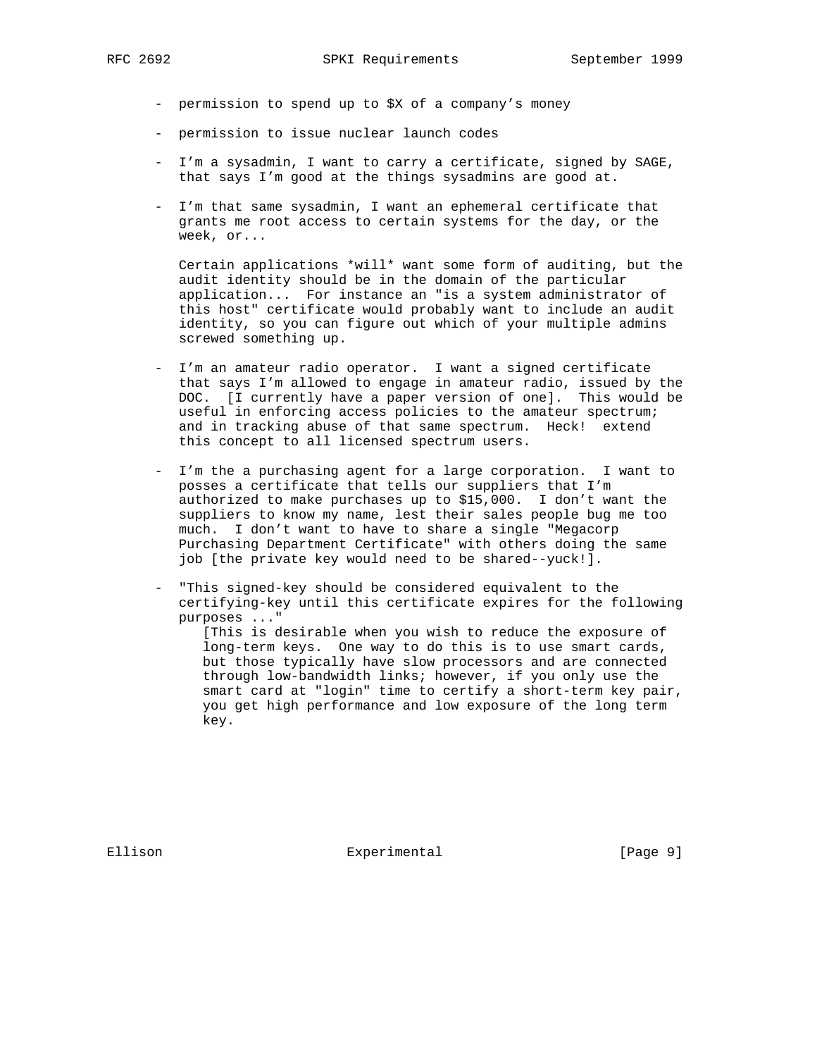- permission to spend up to $X of a company's money

- permission to issue nuclear launch codes

- I'm a sysadmin, I want to carry a certificate, signed by SAGE, that says I'm good at the things sysadmins are good at.

- I'm that same sysadmin, I want an ephemeral certificate that grants me root access to certain systems for the day, or the week, or...

  Certain applications *will* want some form of auditing, but the audit identity should be in the domain of the particular application... For instance an "is a system administrator of this host" certificate would probably want to include an audit identity, so you can figure out which of your multiple admins screwed something up.

- I'm an amateur radio operator. I want a signed certificate that says I'm allowed to engage in amateur radio, issued by the DOC. [I currently have a paper version of one]. This would be useful in enforcing access policies to the amateur spectrum; and in tracking abuse of that same spectrum. Heck! extend this concept to all licensed spectrum users.

- I'm the a purchasing agent for a large corporation. I want to posses a certificate that tells our suppliers that I'm authorized to make purchases up to $15,000. I don't want the suppliers to know my name, lest their sales people bug me too much. I don't want to have to share a single "Megacorp Purchasing Department Certificate" with others doing the same job [the private key would need to be shared--yuck!].

- "This signed-key should be considered equivalent to the certifying-key until this certificate expires for the following purposes ..."

  [This is desirable when you wish to reduce the exposure of long-term keys. One way to do this is to use smart cards, but those typically have slow processors and are connected through low-bandwidth links; however, if you only use the smart card at "login" time to certify a short-term key pair, you get high performance and low exposure of the long term key.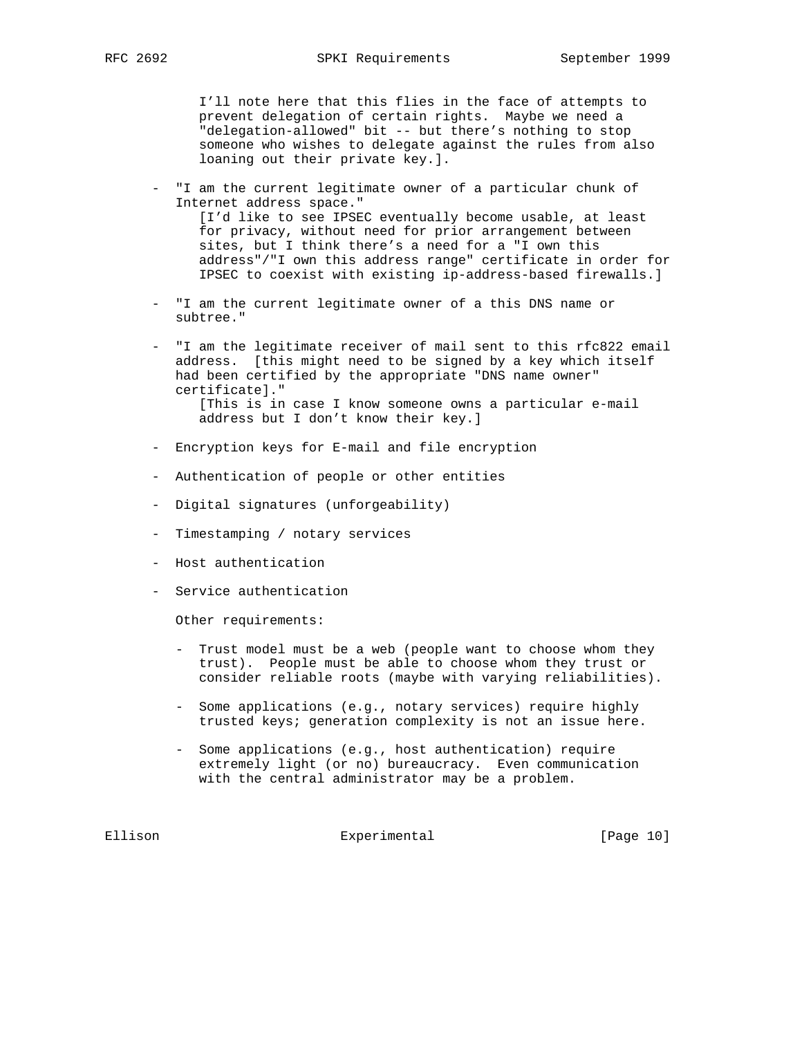I'll note here that this flies in the face of attempts to prevent delegation of certain rights. Maybe we need a "delegation-allowed" bit -- but there's nothing to stop someone who wishes to delegate against the rules from also loaning out their private key.].

- "I am the current legitimate owner of a particular chunk of Internet address space."
  [I'd like to see IPSEC eventually become usable, at least for privacy, without need for prior arrangement between sites, but I think there's a need for a "I own this address"/"I own this address range" certificate in order for IPSEC to coexist with existing ip-address-based firewalls.]

- "I am the current legitimate owner of a this DNS name or subtree."

- "I am the legitimate receiver of mail sent to this rfc822 email address. [this might need to be signed by a key which itself had been certified by the appropriate "DNS name owner" certificate]."
  [This is in case I know someone owns a particular e-mail address but I don't know their key.]

- Encryption keys for E-mail and file encryption

- Authentication of people or other entities

- Digital signatures (unforgeability)

- Timestamping / notary services

- Host authentication

- Service authentication

Other requirements:

- Trust model must be a web (people want to choose whom they trust). People must be able to choose whom they trust or consider reliable roots (maybe with varying reliabilities).

- Some applications (e.g., notary services) require highly trusted keys; generation complexity is not an issue here.

- Some applications (e.g., host authentication) require extremely light (or no) bureaucracy. Even communication with the central administrator may be a problem.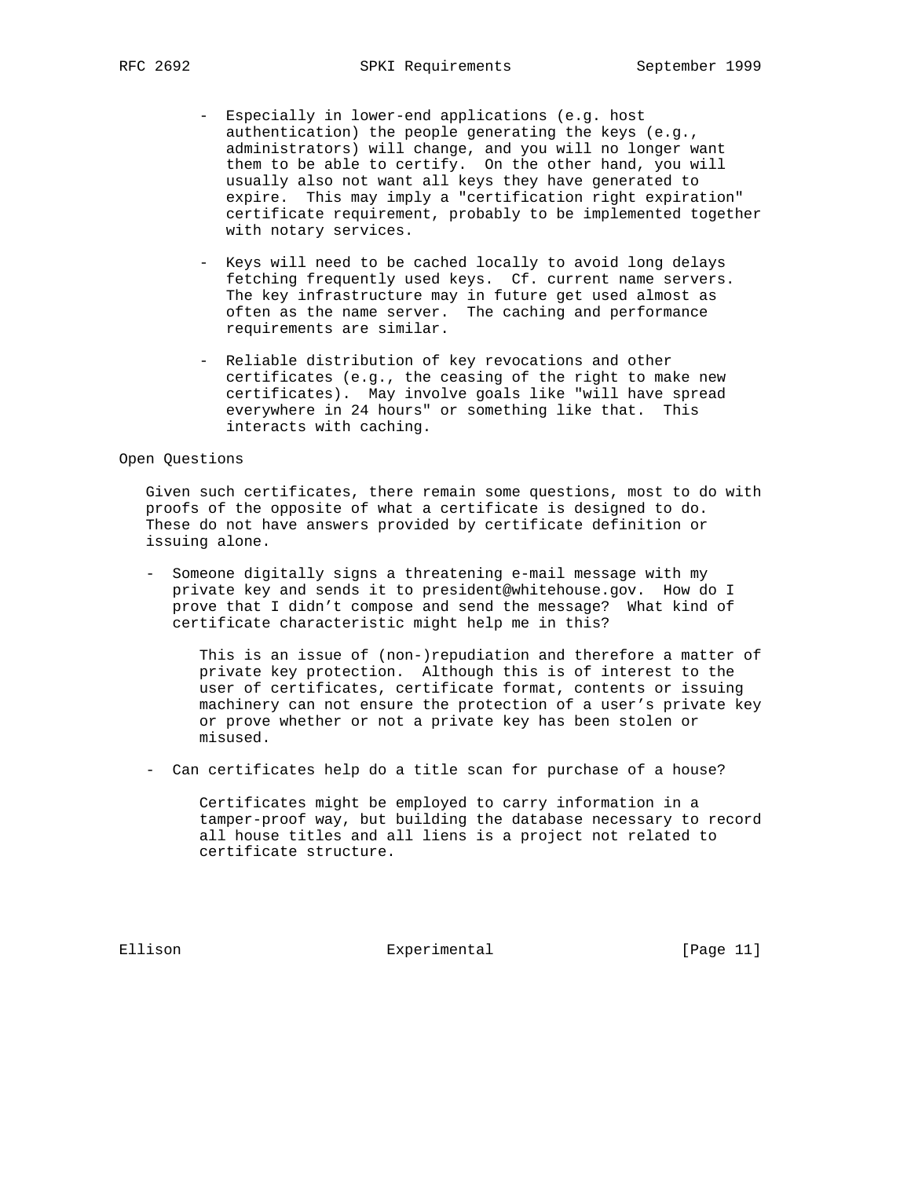- Especially in lower-end applications (e.g. host authentication) the people generating the keys (e.g., administrators) will change, and you will no longer want them to be able to certify. On the other hand, you will usually also not want all keys they have generated to expire. This may imply a "certification right expiration" certificate requirement, probably to be implemented together with notary services.

- Keys will need to be cached locally to avoid long delays fetching frequently used keys. Cf. current name servers. The key infrastructure may in future get used almost as often as the name server. The caching and performance requirements are similar.

- Reliable distribution of key revocations and other certificates (e.g., the ceasing of the right to make new certificates). May involve goals like "will have spread everywhere in 24 hours" or something like that. This interacts with caching.

## Open Questions

Given such certificates, there remain some questions, most to do with proofs of the opposite of what a certificate is designed to do. These do not have answers provided by certificate definition or issuing alone.

- Someone digitally signs a threatening e-mail message with my private key and sends it to president@whitehouse.gov. How do I prove that I didn't compose and send the message? What kind of certificate characteristic might help me in this?

  This is an issue of (non-)repudiation and therefore a matter of private key protection. Although this is of interest to the user of certificates, certificate format, contents or issuing machinery can not ensure the protection of a user's private key or prove whether or not a private key has been stolen or misused.

- Can certificates help do a title scan for purchase of a house?

  Certificates might be employed to carry information in a tamper-proof way, but building the database necessary to record all house titles and all liens is a project not related to certificate structure.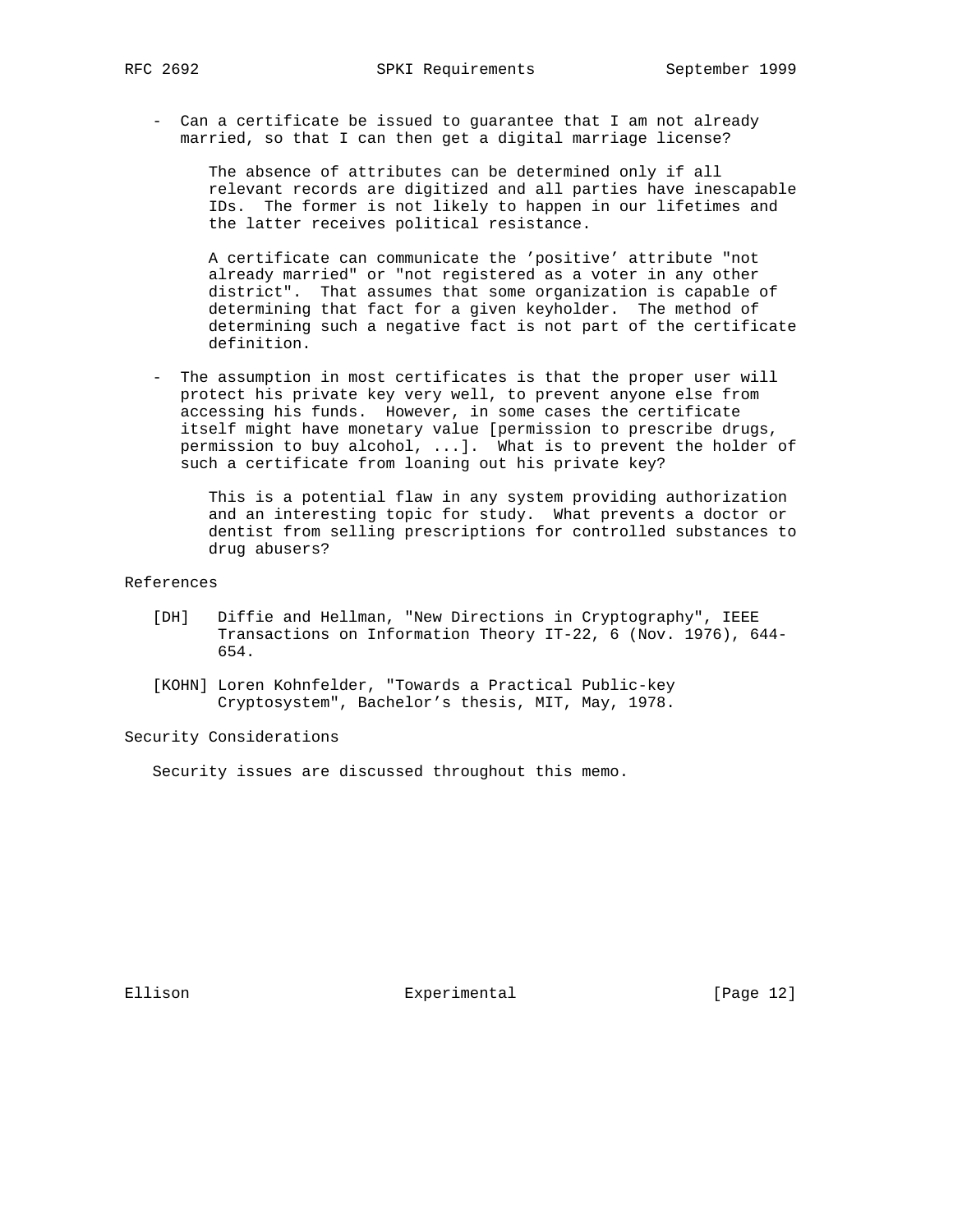- Can a certificate be issued to guarantee that I am not already married, so that I can then get a digital marriage license?

  The absence of attributes can be determined only if all relevant records are digitized and all parties have inescapable IDs. The former is not likely to happen in our lifetimes and the latter receives political resistance.

  A certificate can communicate the 'positive' attribute "not already married" or "not registered as a voter in any other district". That assumes that some organization is capable of determining that fact for a given keyholder. The method of determining such a negative fact is not part of the certificate definition.

- The assumption in most certificates is that the proper user will protect his private key very well, to prevent anyone else from accessing his funds. However, in some cases the certificate itself might have monetary value [permission to prescribe drugs, permission to buy alcohol, ...]. What is to prevent the holder of such a certificate from loaning out his private key?

  This is a potential flaw in any system providing authorization and an interesting topic for study. What prevents a doctor or dentist from selling prescriptions for controlled substances to drug abusers?

## References

[DH] Diffie and Hellman, "New Directions in Cryptography", IEEE Transactions on Information Theory IT-22, 6 (Nov. 1976), 644-654.

[KOHN] Loren Kohnfelder, "Towards a Practical Public-key Cryptosystem", Bachelor's thesis, MIT, May, 1978.

## Security Considerations

Security issues are discussed throughout this memo.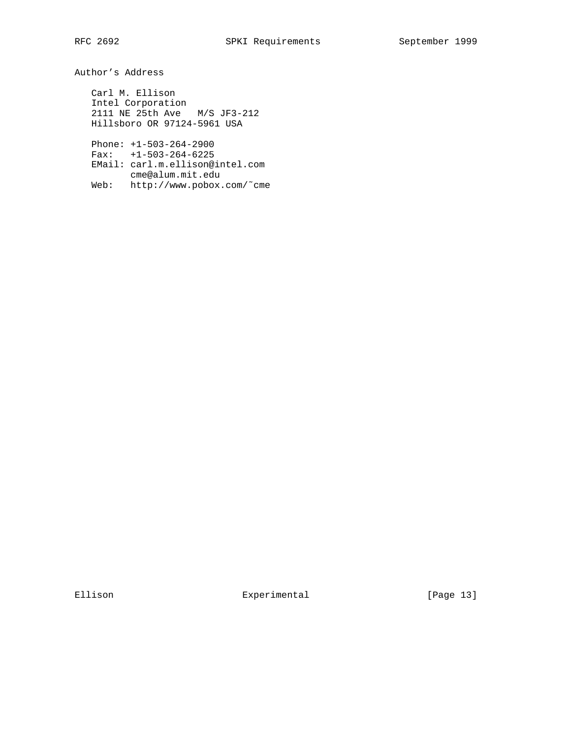# Author's Address

Carl M. Ellison
Intel Corporation
2111 NE 25th Ave   M/S JF3-212
Hillsboro OR 97124-5961 USA

Phone: +1-503-264-2900
Fax:   +1-503-264-6225
EMail: carl.m.ellison@intel.com
       cme@alum.mit.edu
Web:   http://www.pobox.com/~cme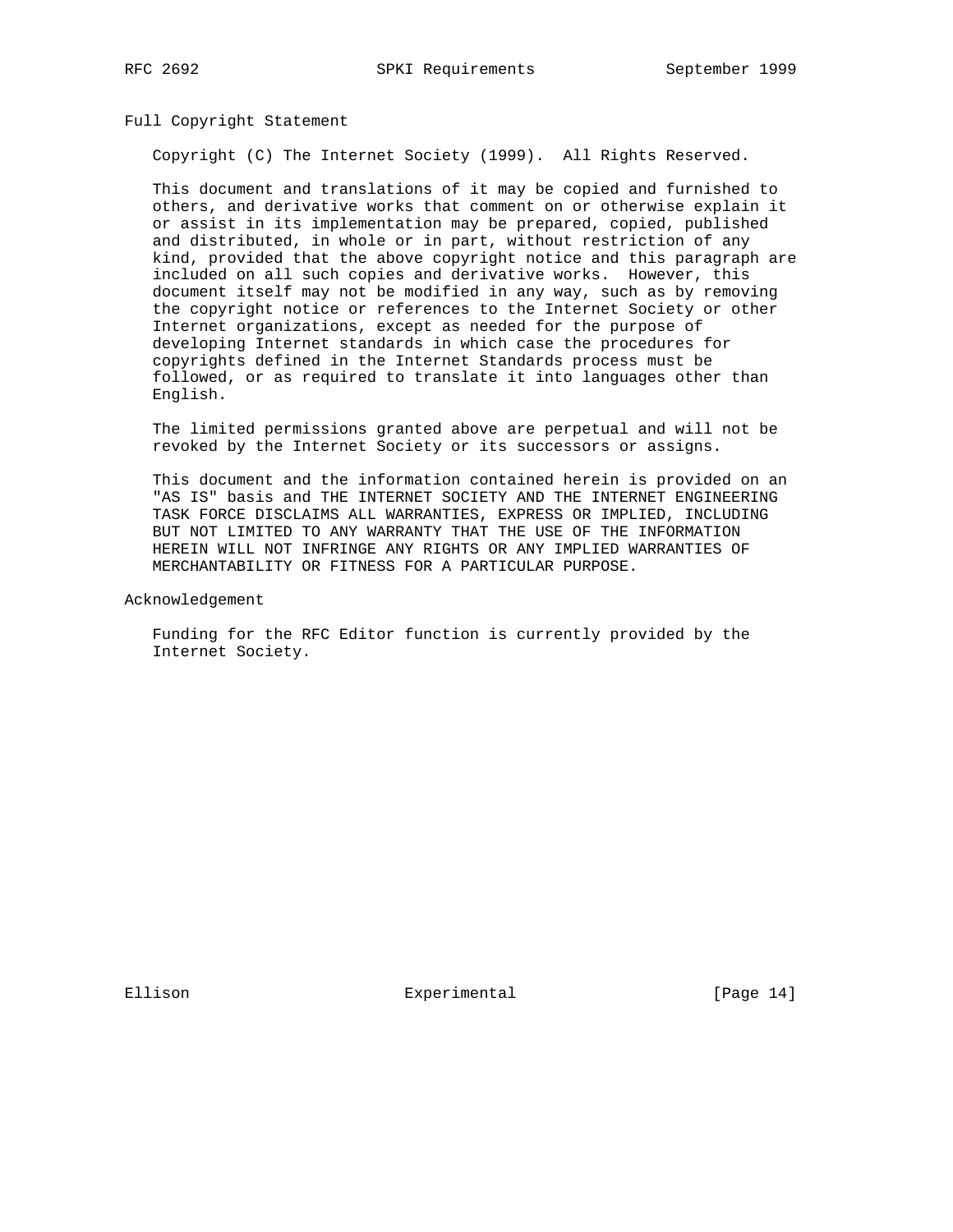## Full Copyright Statement

Copyright (C) The Internet Society (1999). All Rights Reserved.

This document and translations of it may be copied and furnished to others, and derivative works that comment on or otherwise explain it or assist in its implementation may be prepared, copied, published and distributed, in whole or in part, without restriction of any kind, provided that the above copyright notice and this paragraph are included on all such copies and derivative works. However, this document itself may not be modified in any way, such as by removing the copyright notice or references to the Internet Society or other Internet organizations, except as needed for the purpose of developing Internet standards in which case the procedures for copyrights defined in the Internet Standards process must be followed, or as required to translate it into languages other than English.

The limited permissions granted above are perpetual and will not be revoked by the Internet Society or its successors or assigns.

This document and the information contained herein is provided on an "AS IS" basis and THE INTERNET SOCIETY AND THE INTERNET ENGINEERING TASK FORCE DISCLAIMS ALL WARRANTIES, EXPRESS OR IMPLIED, INCLUDING BUT NOT LIMITED TO ANY WARRANTY THAT THE USE OF THE INFORMATION HEREIN WILL NOT INFRINGE ANY RIGHTS OR ANY IMPLIED WARRANTIES OF MERCHANTABILITY OR FITNESS FOR A PARTICULAR PURPOSE.

## Acknowledgement

Funding for the RFC Editor function is currently provided by the Internet Society.